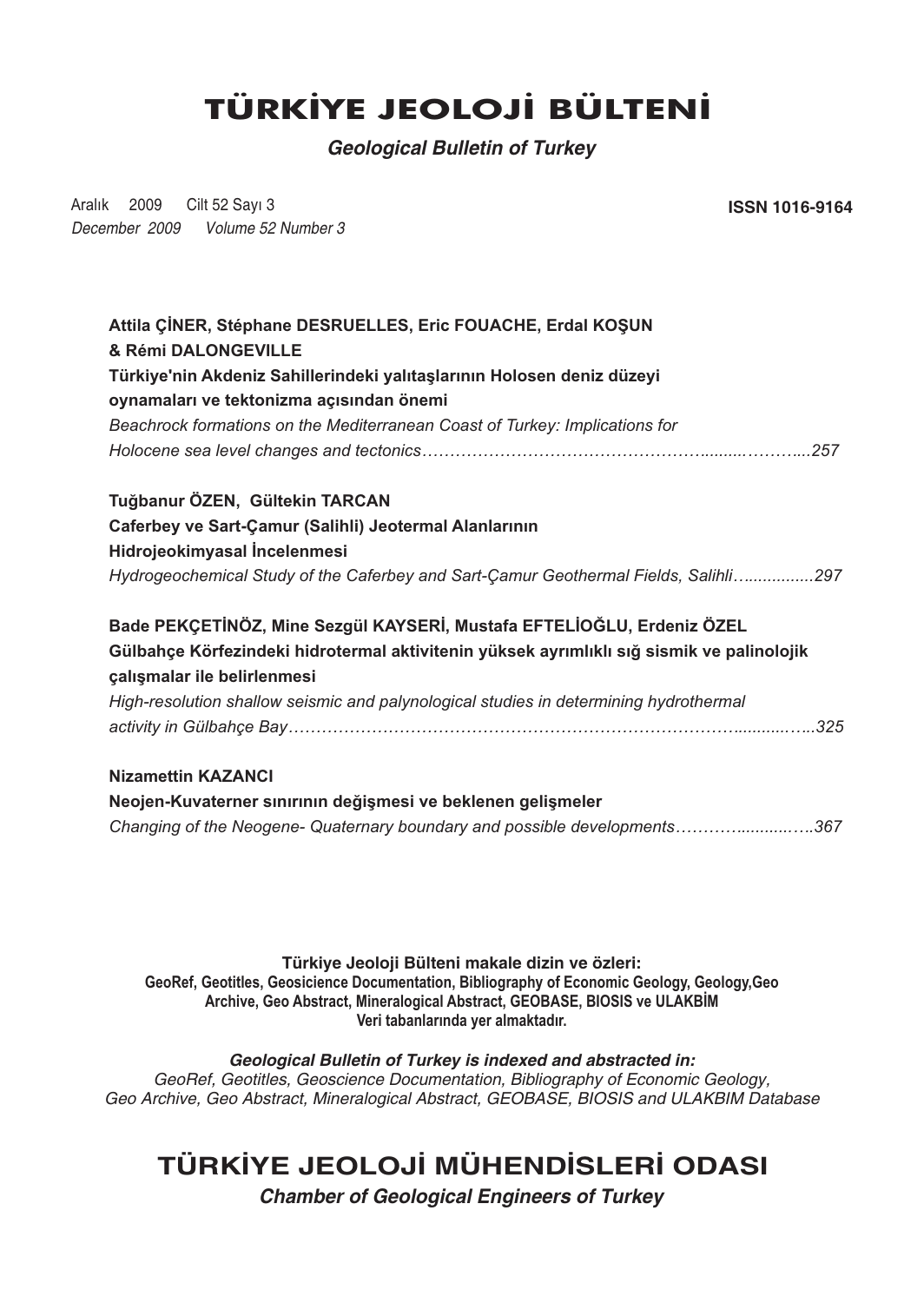# TÜRKİYE JEOLOJİ BÜLTENİ

***Geological Bulletin of Turkey***

Aralık 2009 Cilt 52 Sayı 3
*December 2009 Volume 52 Number 3*

**ISSN 1016-9164**

**Attila ÇİNER, Stéphane DESRUELLES, Eric FOUACHE, Erdal KOŞUN & Rémi DALONGEVILLE**
**Türkiye'nin Akdeniz Sahillerindeki yalıtaşlarının Holosen deniz düzeyi oynamaları ve tektonizma açısından önemi**
*Beachrock formations on the Mediterranean Coast of Turkey: Implications for Holocene sea level changes and tectonics……………………………………………..........……....257*

**Tuğbanur ÖZEN, Gültekin TARCAN**
**Caferbey ve Sart-Çamur (Salihli) Jeotermal Alanlarının Hidrojeokimyasal İncelenmesi**
*Hydrogeochemical Study of the Caferbey and Sart-Çamur Geothermal Fields, Salihli…..............297*

**Bade PEKÇETİNÖZ, Mine Sezgül KAYSERİ, Mustafa EFTELİOĞLU, Erdeniz ÖZEL**
**Gülbahçe Körfezindeki hidrotermal aktivitenin yüksek ayrımlıklı sığ sismik ve palinolojik çalışmalar ile belirlenmesi**
*High-resolution shallow seismic and palynological studies in determining hydrothermal activity in Gülbahçe Bay…………………………………………………………………………...........…..325*

**Nizamettin KAZANCI**
**Neojen-Kuvaterner sınırının değişmesi ve beklenen gelişmeler**
*Changing of the Neogene- Quaternary boundary and possible developments…………...........…..367*

**Türkiye Jeoloji Bülteni makale dizin ve özleri:**
**GeoRef, Geotitles, Geosicience Documentation, Bibliography of Economic Geology, Geology,Geo Archive, Geo Abstract, Mineralogical Abstract, GEOBASE, BIOSIS ve ULAKBİM Veri tabanlarında yer almaktadır.**

***Geological Bulletin of Turkey is indexed and abstracted in:***
*GeoRef, Geotitles, Geoscience Documentation, Bibliography of Economic Geology, Geo Archive, Geo Abstract, Mineralogical Abstract, GEOBASE, BIOSIS and ULAKBIM Database*

## TÜRKİYE JEOLOJİ MÜHENDİSLERİ ODASI

***Chamber of Geological Engineers of Turkey***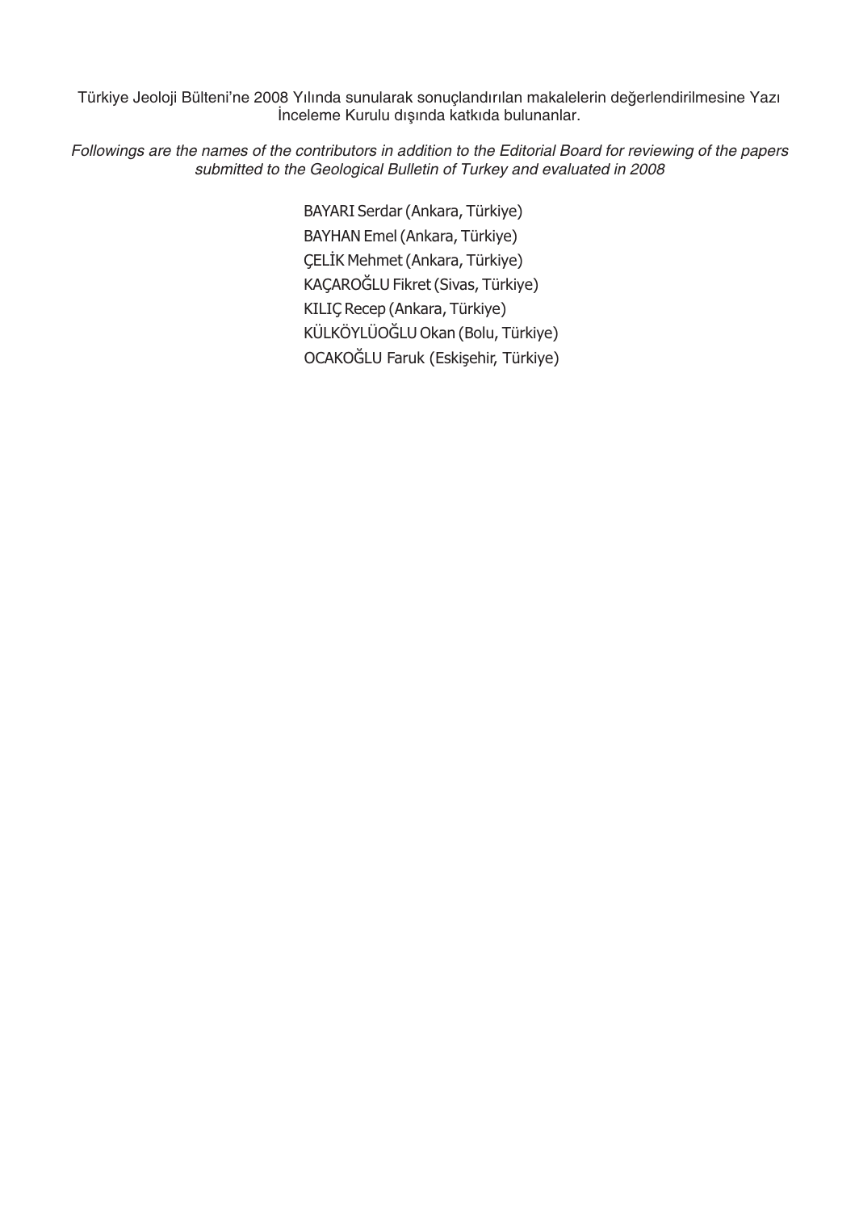Türkiye Jeoloji Bülteni'ne 2008 Yılında sunularak sonuçlandırılan makalelerin değerlendirilmesine Yazı İnceleme Kurulu dışında katkıda bulunanlar.

*Followings are the names of the contributors in addition to the Editorial Board for reviewing of the papers submitted to the Geological Bulletin of Turkey and evaluated in 2008*

BAYARI Serdar (Ankara, Türkiye)
BAYHAN Emel (Ankara, Türkiye)
ÇELİK Mehmet (Ankara, Türkiye)
KAÇAROĞLU Fikret (Sivas, Türkiye)
KILIÇ Recep (Ankara, Türkiye)
KÜLKÖYLÜOĞLU Okan (Bolu, Türkiye)
OCAKOĞLU Faruk (Eskişehir, Türkiye)